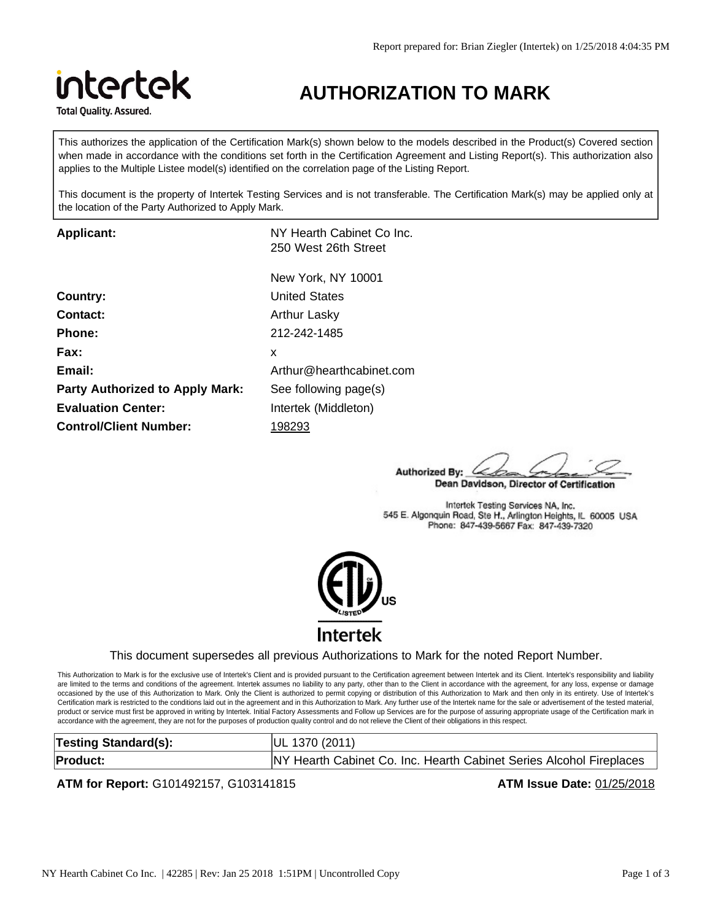# AUTHORIZATION TO MARK

This authorizes the application of the Certification Mark(s) shown below to the models described in the Product(s) Covered section when made in accordance with the conditions set forth in the Certification Agreement and Listing Report(s). This authorization also applies to the Multiple Listee model(s) identified on the correlation page of the Listing Report.

This document is the property of Intertek Testing Services and is not transferable. The Certification Mark(s) may be applied only at the location of the Party Authorized to Apply Mark.

| | |
|---|---|
| **Applicant:** | NY Hearth Cabinet Co Inc.<br>250 West 26th Street<br><br>New York, NY 10001 |
| **Country:** | United States |
| **Contact:** | Arthur Lasky |
| **Phone:** | 212-242-1485 |
| **Fax:** | x |
| **Email:** | Arthur@hearthcabinet.com |
| **Party Authorized to Apply Mark:** | See following page(s) |
| **Evaluation Center:** | Intertek (Middleton) |
| **Control/Client Number:** | 198293 |

**Authorized By:**
Dean Davidson, Director of Certification

Intertek Testing Services NA, Inc.
545 E. Algonquin Road, Ste H., Arlington Heights, IL 60005 USA
Phone: 847-439-5667 Fax: 847-439-7320

ETL LISTED US
Intertek

This document supersedes all previous Authorizations to Mark for the noted Report Number.

This Authorization to Mark is for the exclusive use of Intertek's Client and is provided pursuant to the Certification agreement between Intertek and its Client. Intertek's responsibility and liability are limited to the terms and conditions of the agreement. Intertek assumes no liability to any party, other than to the Client in accordance with the agreement, for any loss, expense or damage occasioned by the use of this Authorization to Mark. Only the Client is authorized to permit copying or distribution of this Authorization to Mark and then only in its entirety. Use of Intertek's Certification mark is restricted to the conditions laid out in the agreement and in this Authorization to Mark. Any further use of the Intertek name for the sale or advertisement of the tested material, product or service must first be approved in writing by Intertek. Initial Factory Assessments and Follow up Services are for the purpose of assuring appropriate usage of the Certification mark in accordance with the agreement, they are not for the purposes of production quality control and do not relieve the Client of their obligations in this respect.

| | |
|---|---|
| **Testing Standard(s):** | UL 1370 (2011) |
| **Product:** | NY Hearth Cabinet Co. Inc. Hearth Cabinet Series Alcohol Fireplaces |

**ATM for Report:** G101492157, G103141815

**ATM Issue Date:** 01/25/2018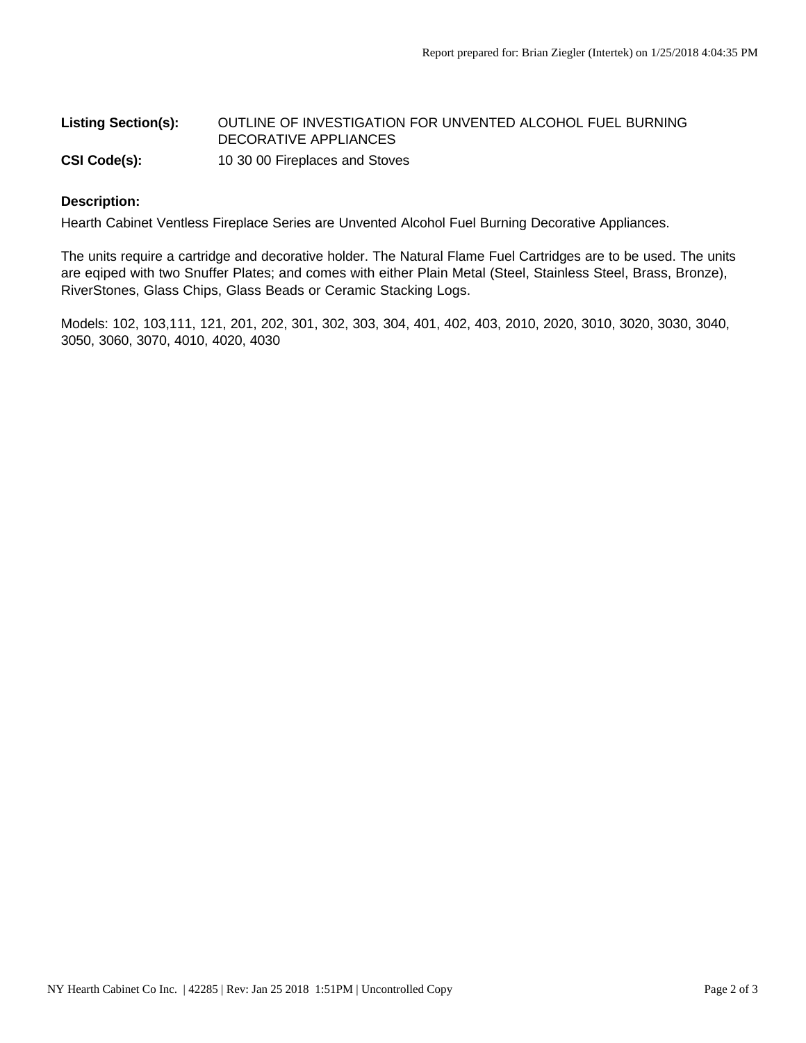**Listing Section(s):** OUTLINE OF INVESTIGATION FOR UNVENTED ALCOHOL FUEL BURNING DECORATIVE APPLIANCES

**CSI Code(s):** 10 30 00 Fireplaces and Stoves

**Description:**

Hearth Cabinet Ventless Fireplace Series are Unvented Alcohol Fuel Burning Decorative Appliances.

The units require a cartridge and decorative holder. The Natural Flame Fuel Cartridges are to be used. The units are eqiped with two Snuffer Plates; and comes with either Plain Metal (Steel, Stainless Steel, Brass, Bronze), RiverStones, Glass Chips, Glass Beads or Ceramic Stacking Logs.

Models: 102, 103,111, 121, 201, 202, 301, 302, 303, 304, 401, 402, 403, 2010, 2020, 3010, 3020, 3030, 3040, 3050, 3060, 3070, 4010, 4020, 4030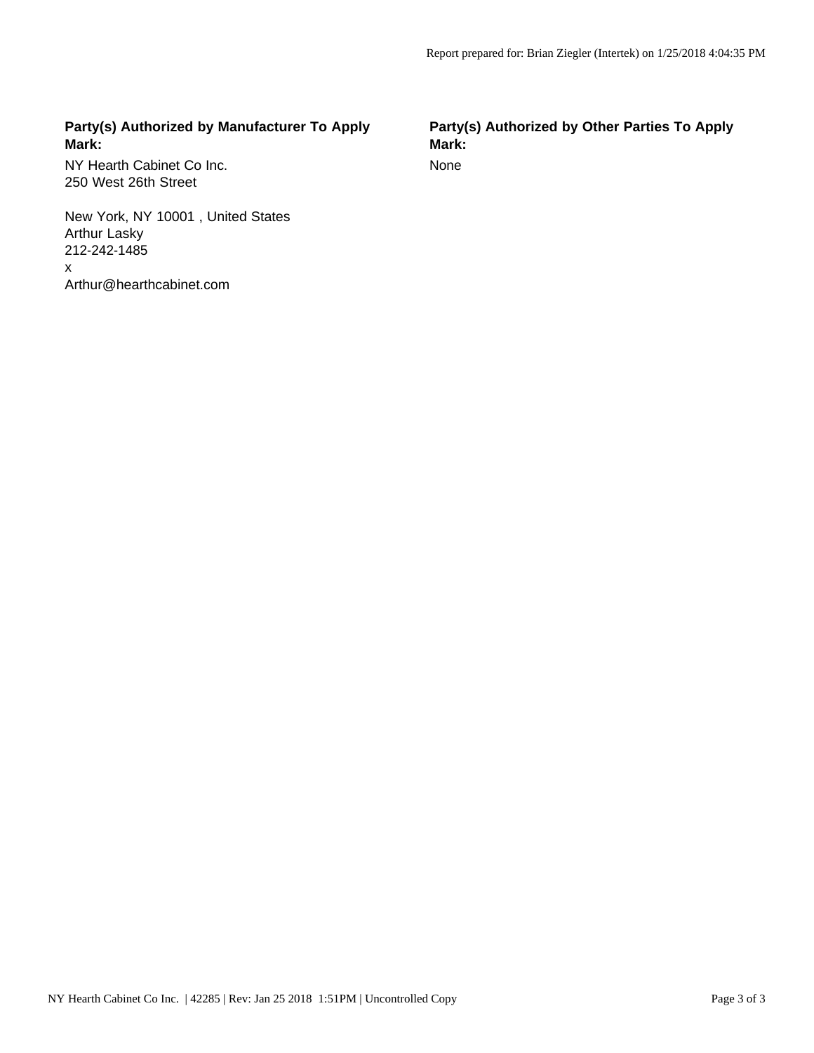**Party(s) Authorized by Manufacturer To Apply Mark:**

NY Hearth Cabinet Co Inc.
250 West 26th Street

New York, NY 10001 , United States
Arthur Lasky
212-242-1485
x
Arthur@hearthcabinet.com

**Party(s) Authorized by Other Parties To Apply Mark:**

None